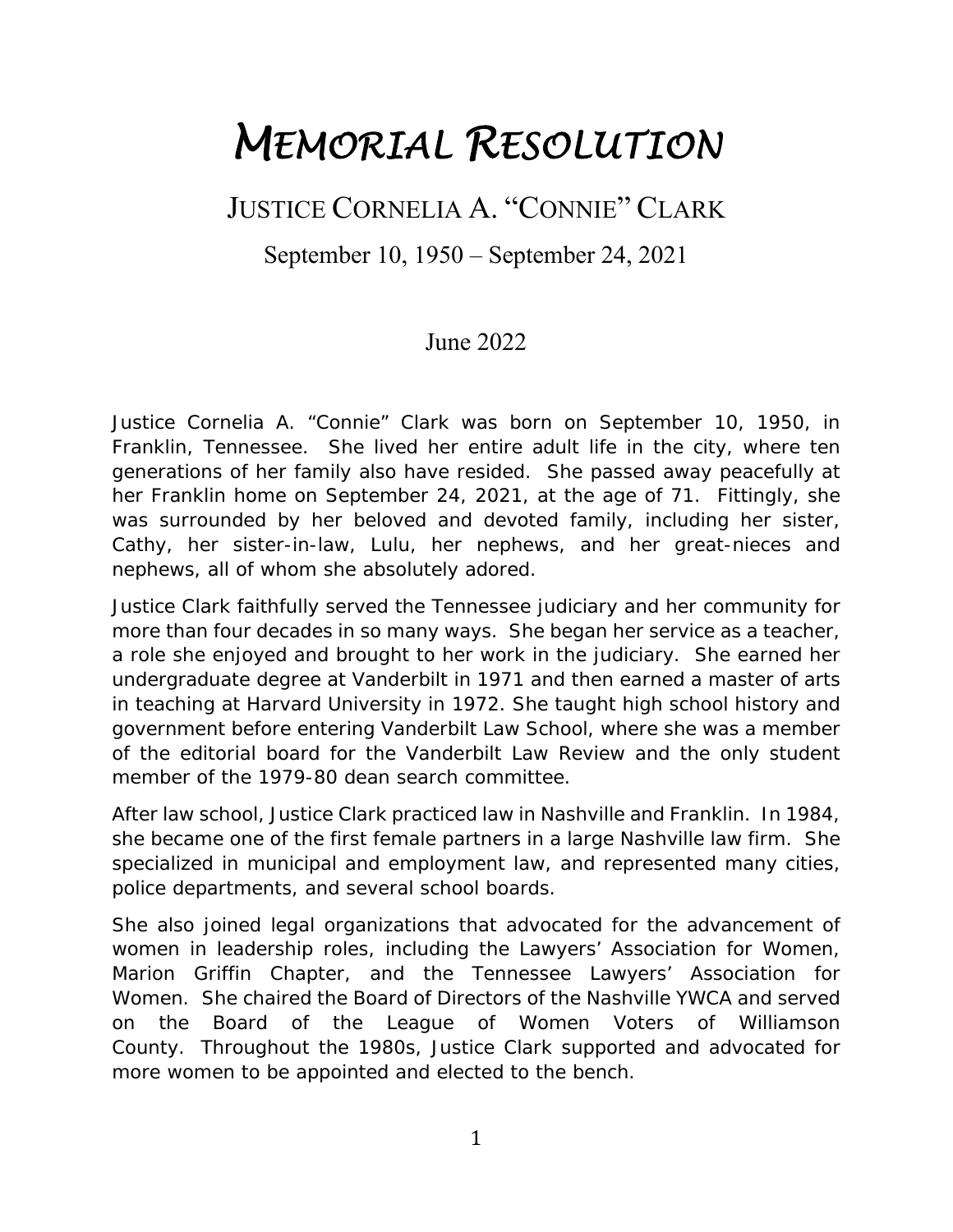# MEMORIAL RESOLUTION

## JUSTICE CORNELIA A. "CONNIE" CLARK

September 10, 1950 – September 24, 2021

June 2022

Justice Cornelia A. "Connie" Clark was born on September 10, 1950, in Franklin, Tennessee. She lived her entire adult life in the city, where ten generations of her family also have resided. She passed away peacefully at her Franklin home on September 24, 2021, at the age of 71. Fittingly, she was surrounded by her beloved and devoted family, including her sister, Cathy, her sister-in-law, Lulu, her nephews, and her great-nieces and nephews, all of whom she absolutely adored.

Justice Clark faithfully served the Tennessee judiciary and her community for more than four decades in so many ways. She began her service as a teacher, a role she enjoyed and brought to her work in the judiciary. She earned her undergraduate degree at Vanderbilt in 1971 and then earned a master of arts in teaching at Harvard University in 1972. She taught high school history and government before entering Vanderbilt Law School, where she was a member of the editorial board for the Vanderbilt Law Review and the only student member of the 1979-80 dean search committee.

After law school, Justice Clark practiced law in Nashville and Franklin. In 1984, she became one of the first female partners in a large Nashville law firm. She specialized in municipal and employment law, and represented many cities, police departments, and several school boards.

She also joined legal organizations that advocated for the advancement of women in leadership roles, including the Lawyers' Association for Women, Marion Griffin Chapter, and the Tennessee Lawyers' Association for Women. She chaired the Board of Directors of the Nashville YWCA and served on the Board of the League of Women Voters of Williamson County. Throughout the 1980s, Justice Clark supported and advocated for more women to be appointed and elected to the bench.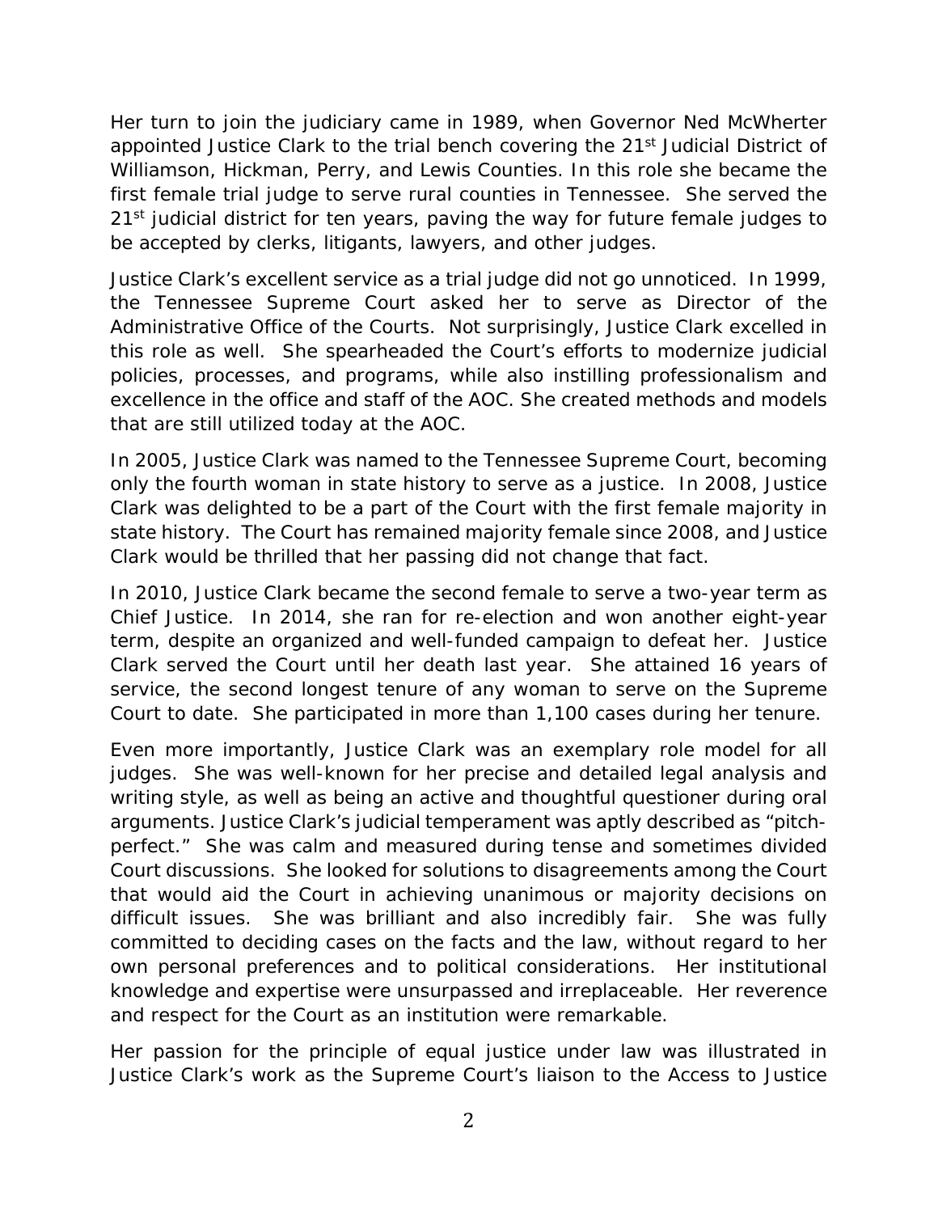Her turn to join the judiciary came in 1989, when Governor Ned McWherter appointed Justice Clark to the trial bench covering the 21st Judicial District of Williamson, Hickman, Perry, and Lewis Counties. In this role she became the first female trial judge to serve rural counties in Tennessee. She served the 21st judicial district for ten years, paving the way for future female judges to be accepted by clerks, litigants, lawyers, and other judges.

Justice Clark's excellent service as a trial judge did not go unnoticed. In 1999, the Tennessee Supreme Court asked her to serve as Director of the Administrative Office of the Courts. Not surprisingly, Justice Clark excelled in this role as well. She spearheaded the Court's efforts to modernize judicial policies, processes, and programs, while also instilling professionalism and excellence in the office and staff of the AOC. She created methods and models that are still utilized today at the AOC.

In 2005, Justice Clark was named to the Tennessee Supreme Court, becoming only the fourth woman in state history to serve as a justice. In 2008, Justice Clark was delighted to be a part of the Court with the first female majority in state history. The Court has remained majority female since 2008, and Justice Clark would be thrilled that her passing did not change that fact.

In 2010, Justice Clark became the second female to serve a two-year term as Chief Justice. In 2014, she ran for re-election and won another eight-year term, despite an organized and well-funded campaign to defeat her. Justice Clark served the Court until her death last year. She attained 16 years of service, the second longest tenure of any woman to serve on the Supreme Court to date. She participated in more than 1,100 cases during her tenure.

Even more importantly, Justice Clark was an exemplary role model for all judges. She was well-known for her precise and detailed legal analysis and writing style, as well as being an active and thoughtful questioner during oral arguments. Justice Clark's judicial temperament was aptly described as "pitch-perfect." She was calm and measured during tense and sometimes divided Court discussions. She looked for solutions to disagreements among the Court that would aid the Court in achieving unanimous or majority decisions on difficult issues. She was brilliant and also incredibly fair. She was fully committed to deciding cases on the facts and the law, without regard to her own personal preferences and to political considerations. Her institutional knowledge and expertise were unsurpassed and irreplaceable. Her reverence and respect for the Court as an institution were remarkable.

Her passion for the principle of equal justice under law was illustrated in Justice Clark's work as the Supreme Court's liaison to the Access to Justice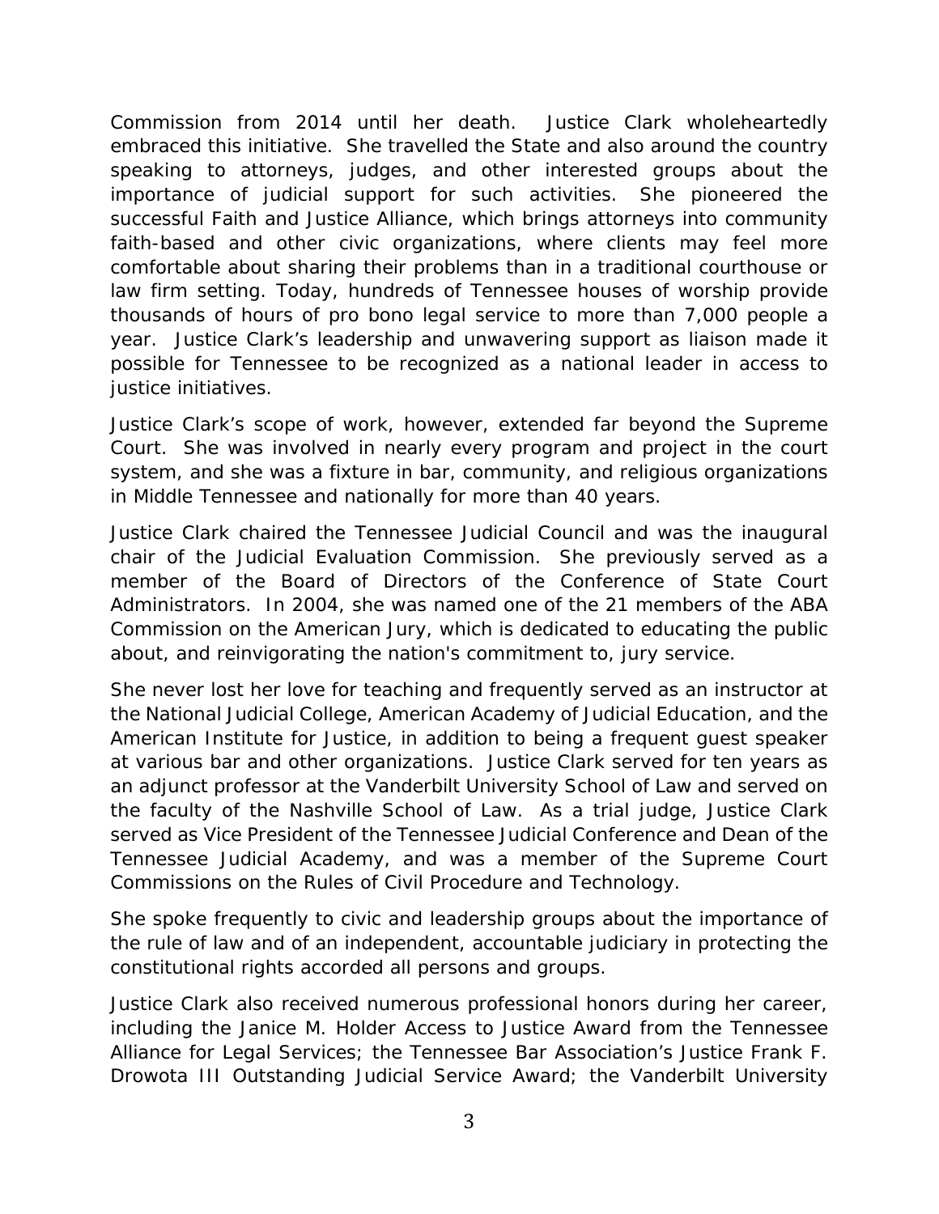Commission from 2014 until her death. Justice Clark wholeheartedly embraced this initiative. She travelled the State and also around the country speaking to attorneys, judges, and other interested groups about the importance of judicial support for such activities. She pioneered the successful Faith and Justice Alliance, which brings attorneys into community faith-based and other civic organizations, where clients may feel more comfortable about sharing their problems than in a traditional courthouse or law firm setting. Today, hundreds of Tennessee houses of worship provide thousands of hours of pro bono legal service to more than 7,000 people a year. Justice Clark's leadership and unwavering support as liaison made it possible for Tennessee to be recognized as a national leader in access to justice initiatives.

Justice Clark's scope of work, however, extended far beyond the Supreme Court. She was involved in nearly every program and project in the court system, and she was a fixture in bar, community, and religious organizations in Middle Tennessee and nationally for more than 40 years.

Justice Clark chaired the Tennessee Judicial Council and was the inaugural chair of the Judicial Evaluation Commission. She previously served as a member of the Board of Directors of the Conference of State Court Administrators. In 2004, she was named one of the 21 members of the ABA Commission on the American Jury, which is dedicated to educating the public about, and reinvigorating the nation's commitment to, jury service.

She never lost her love for teaching and frequently served as an instructor at the National Judicial College, American Academy of Judicial Education, and the American Institute for Justice, in addition to being a frequent guest speaker at various bar and other organizations. Justice Clark served for ten years as an adjunct professor at the Vanderbilt University School of Law and served on the faculty of the Nashville School of Law. As a trial judge, Justice Clark served as Vice President of the Tennessee Judicial Conference and Dean of the Tennessee Judicial Academy, and was a member of the Supreme Court Commissions on the Rules of Civil Procedure and Technology.

She spoke frequently to civic and leadership groups about the importance of the rule of law and of an independent, accountable judiciary in protecting the constitutional rights accorded all persons and groups.

Justice Clark also received numerous professional honors during her career, including the Janice M. Holder Access to Justice Award from the Tennessee Alliance for Legal Services; the Tennessee Bar Association's Justice Frank F. Drowota III Outstanding Judicial Service Award; the Vanderbilt University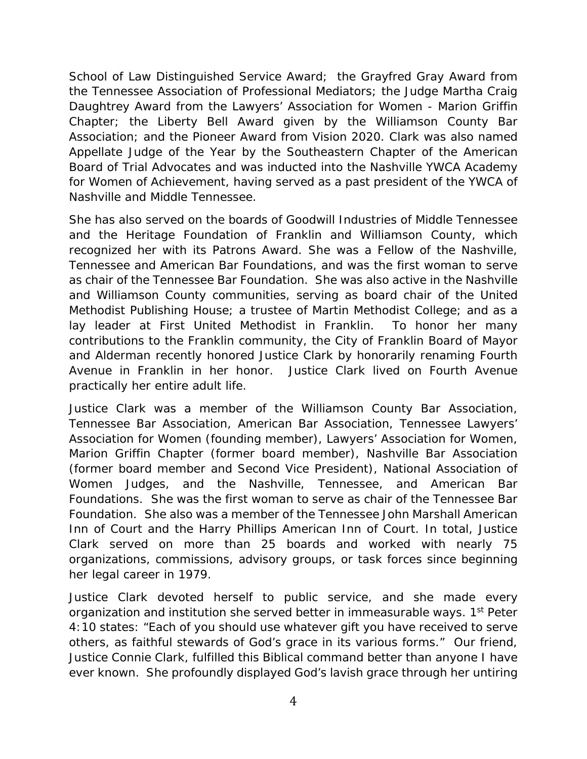School of Law Distinguished Service Award; the Grayfred Gray Award from the Tennessee Association of Professional Mediators; the Judge Martha Craig Daughtrey Award from the Lawyers' Association for Women - Marion Griffin Chapter; the Liberty Bell Award given by the Williamson County Bar Association; and the Pioneer Award from Vision 2020. Clark was also named Appellate Judge of the Year by the Southeastern Chapter of the American Board of Trial Advocates and was inducted into the Nashville YWCA Academy for Women of Achievement, having served as a past president of the YWCA of Nashville and Middle Tennessee.

She has also served on the boards of Goodwill Industries of Middle Tennessee and the Heritage Foundation of Franklin and Williamson County, which recognized her with its Patrons Award. She was a Fellow of the Nashville, Tennessee and American Bar Foundations, and was the first woman to serve as chair of the Tennessee Bar Foundation. She was also active in the Nashville and Williamson County communities, serving as board chair of the United Methodist Publishing House; a trustee of Martin Methodist College; and as a lay leader at First United Methodist in Franklin. To honor her many contributions to the Franklin community, the City of Franklin Board of Mayor and Alderman recently honored Justice Clark by honorarily renaming Fourth Avenue in Franklin in her honor. Justice Clark lived on Fourth Avenue practically her entire adult life.

Justice Clark was a member of the Williamson County Bar Association, Tennessee Bar Association, American Bar Association, Tennessee Lawyers' Association for Women (founding member), Lawyers' Association for Women, Marion Griffin Chapter (former board member), Nashville Bar Association (former board member and Second Vice President), National Association of Women Judges, and the Nashville, Tennessee, and American Bar Foundations. She was the first woman to serve as chair of the Tennessee Bar Foundation. She also was a member of the Tennessee John Marshall American Inn of Court and the Harry Phillips American Inn of Court. In total, Justice Clark served on more than 25 boards and worked with nearly 75 organizations, commissions, advisory groups, or task forces since beginning her legal career in 1979.

Justice Clark devoted herself to public service, and she made every organization and institution she served better in immeasurable ways. 1st Peter 4:10 states: "Each of you should use whatever gift you have received to serve others, as faithful stewards of God's grace in its various forms." Our friend, Justice Connie Clark, fulfilled this Biblical command better than anyone I have ever known. She profoundly displayed God's lavish grace through her untiring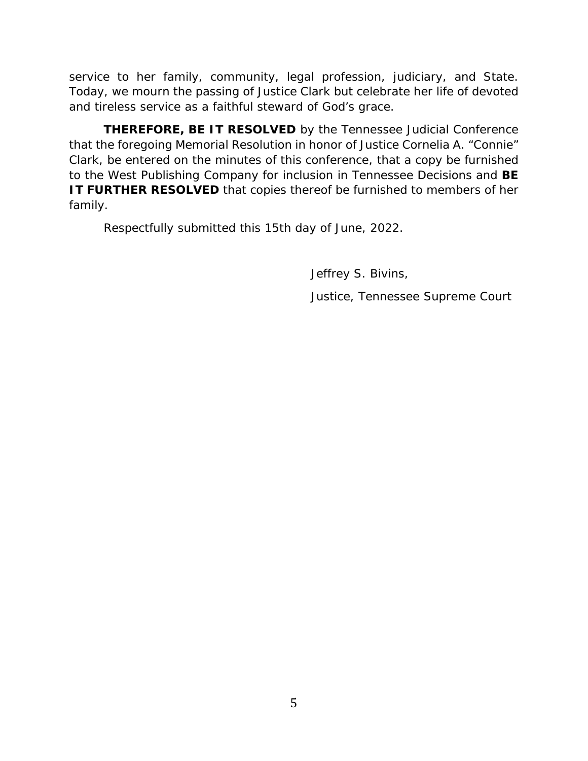service to her family, community, legal profession, judiciary, and State. Today, we mourn the passing of Justice Clark but celebrate her life of devoted and tireless service as a faithful steward of God's grace.

**THEREFORE, BE IT RESOLVED** by the Tennessee Judicial Conference that the foregoing Memorial Resolution in honor of Justice Cornelia A. "Connie" Clark, be entered on the minutes of this conference, that a copy be furnished to the West Publishing Company for inclusion in Tennessee Decisions and **BE IT FURTHER RESOLVED** that copies thereof be furnished to members of her family.

Respectfully submitted this 15th day of June, 2022.

Jeffrey S. Bivins,

Justice, Tennessee Supreme Court